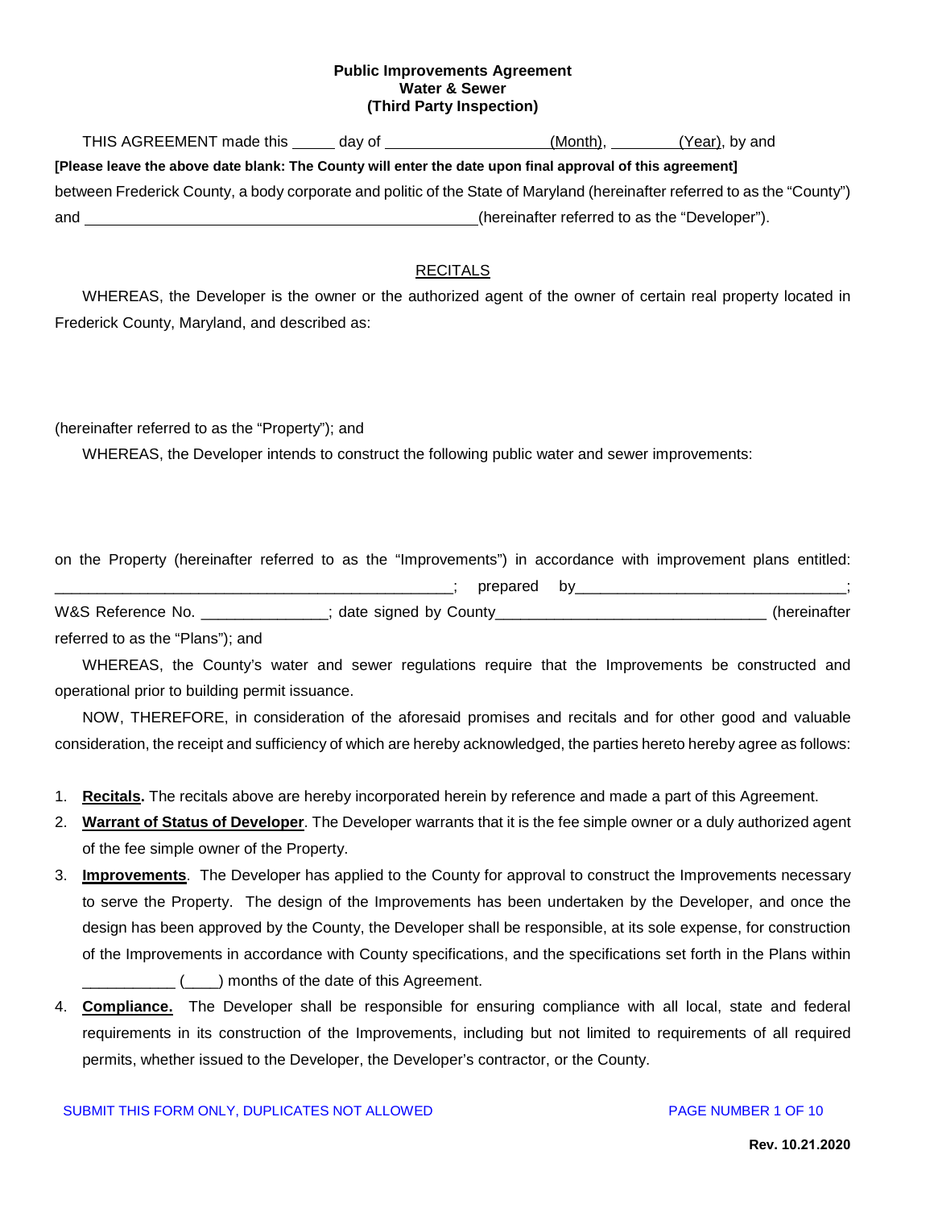**Public Improvements Agreement**
**Water & Sewer**
**(Third Party Inspection)**

THIS AGREEMENT made this _____ day of ___________________(Month), ________(Year), by and

**[Please leave the above date blank: The County will enter the date upon final approval of this agreement]**

between Frederick County, a body corporate and politic of the State of Maryland (hereinafter referred to as the "County") and ______________________________________________(hereinafter referred to as the "Developer").

RECITALS

WHEREAS, the Developer is the owner or the authorized agent of the owner of certain real property located in Frederick County, Maryland, and described as:

(hereinafter referred to as the "Property"); and

WHEREAS, the Developer intends to construct the following public water and sewer improvements:

on the Property (hereinafter referred to as the "Improvements") in accordance with improvement plans entitled: _______________________________________________; prepared by_______________________________; W&S Reference No. _______________; date signed by County_______________________________ (hereinafter referred to as the "Plans"); and

WHEREAS, the County's water and sewer regulations require that the Improvements be constructed and operational prior to building permit issuance.

NOW, THEREFORE, in consideration of the aforesaid promises and recitals and for other good and valuable consideration, the receipt and sufficiency of which are hereby acknowledged, the parties hereto hereby agree as follows:

1. **Recitals.** The recitals above are hereby incorporated herein by reference and made a part of this Agreement.
2. **Warrant of Status of Developer**. The Developer warrants that it is the fee simple owner or a duly authorized agent of the fee simple owner of the Property.
3. **Improvements**. The Developer has applied to the County for approval to construct the Improvements necessary to serve the Property. The design of the Improvements has been undertaken by the Developer, and once the design has been approved by the County, the Developer shall be responsible, at its sole expense, for construction of the Improvements in accordance with County specifications, and the specifications set forth in the Plans within ___________ (____) months of the date of this Agreement.
4. **Compliance.** The Developer shall be responsible for ensuring compliance with all local, state and federal requirements in its construction of the Improvements, including but not limited to requirements of all required permits, whether issued to the Developer, the Developer's contractor, or the County.

SUBMIT THIS FORM ONLY, DUPLICATES NOT ALLOWED

Rev. 10.21.2020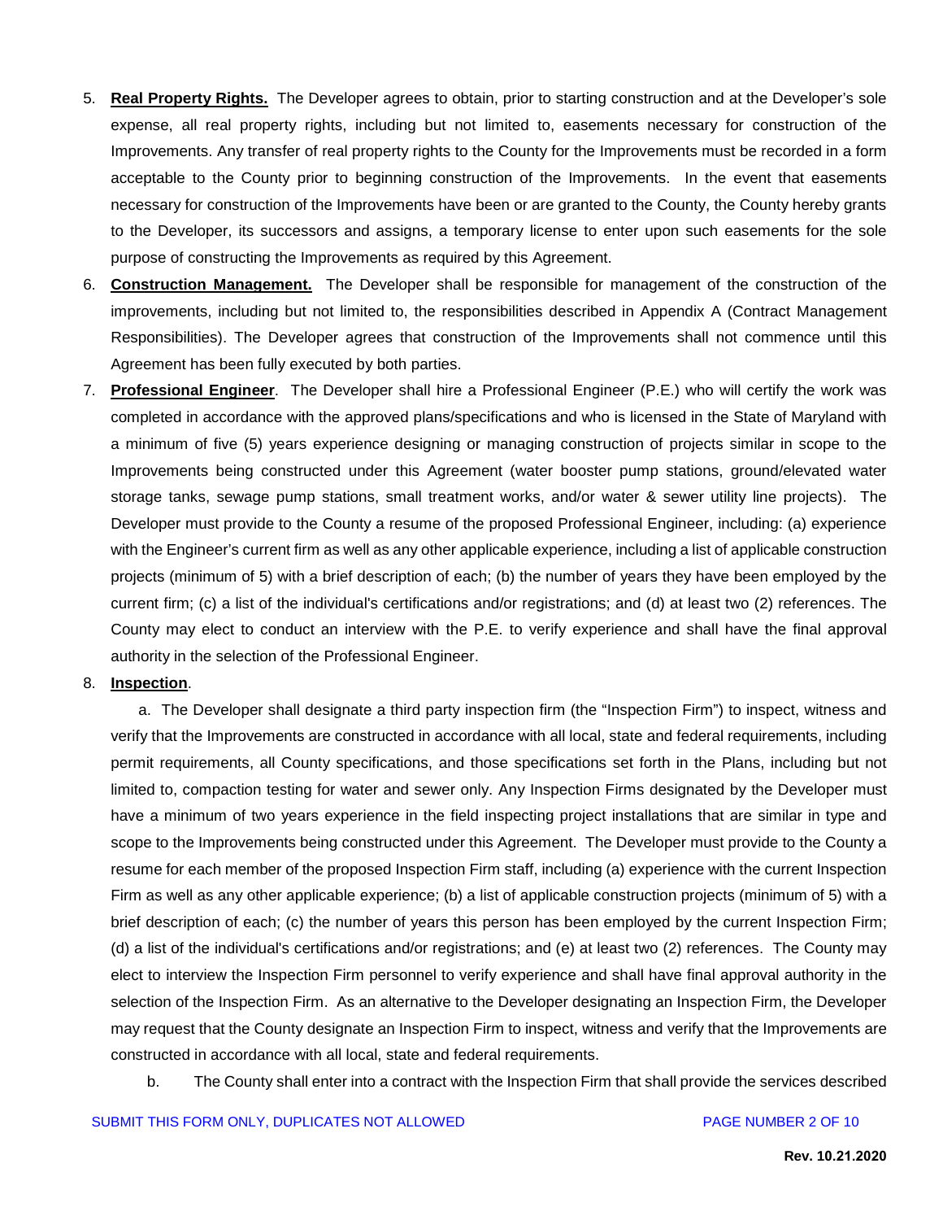5. **Real Property Rights.** The Developer agrees to obtain, prior to starting construction and at the Developer's sole expense, all real property rights, including but not limited to, easements necessary for construction of the Improvements. Any transfer of real property rights to the County for the Improvements must be recorded in a form acceptable to the County prior to beginning construction of the Improvements. In the event that easements necessary for construction of the Improvements have been or are granted to the County, the County hereby grants to the Developer, its successors and assigns, a temporary license to enter upon such easements for the sole purpose of constructing the Improvements as required by this Agreement.

6. **Construction Management.** The Developer shall be responsible for management of the construction of the improvements, including but not limited to, the responsibilities described in Appendix A (Contract Management Responsibilities). The Developer agrees that construction of the Improvements shall not commence until this Agreement has been fully executed by both parties.

7. **Professional Engineer**. The Developer shall hire a Professional Engineer (P.E.) who will certify the work was completed in accordance with the approved plans/specifications and who is licensed in the State of Maryland with a minimum of five (5) years experience designing or managing construction of projects similar in scope to the Improvements being constructed under this Agreement (water booster pump stations, ground/elevated water storage tanks, sewage pump stations, small treatment works, and/or water & sewer utility line projects). The Developer must provide to the County a resume of the proposed Professional Engineer, including: (a) experience with the Engineer's current firm as well as any other applicable experience, including a list of applicable construction projects (minimum of 5) with a brief description of each; (b) the number of years they have been employed by the current firm; (c) a list of the individual's certifications and/or registrations; and (d) at least two (2) references. The County may elect to conduct an interview with the P.E. to verify experience and shall have the final approval authority in the selection of the Professional Engineer.

8. **Inspection**.

   a. The Developer shall designate a third party inspection firm (the "Inspection Firm") to inspect, witness and verify that the Improvements are constructed in accordance with all local, state and federal requirements, including permit requirements, all County specifications, and those specifications set forth in the Plans, including but not limited to, compaction testing for water and sewer only. Any Inspection Firms designated by the Developer must have a minimum of two years experience in the field inspecting project installations that are similar in type and scope to the Improvements being constructed under this Agreement. The Developer must provide to the County a resume for each member of the proposed Inspection Firm staff, including (a) experience with the current Inspection Firm as well as any other applicable experience; (b) a list of applicable construction projects (minimum of 5) with a brief description of each; (c) the number of years this person has been employed by the current Inspection Firm; (d) a list of the individual's certifications and/or registrations; and (e) at least two (2) references. The County may elect to interview the Inspection Firm personnel to verify experience and shall have final approval authority in the selection of the Inspection Firm. As an alternative to the Developer designating an Inspection Firm, the Developer may request that the County designate an Inspection Firm to inspect, witness and verify that the Improvements are constructed in accordance with all local, state and federal requirements.

   b. The County shall enter into a contract with the Inspection Firm that shall provide the services described

SUBMIT THIS FORM ONLY, DUPLICATES NOT ALLOWED

Rev. 10.21.2020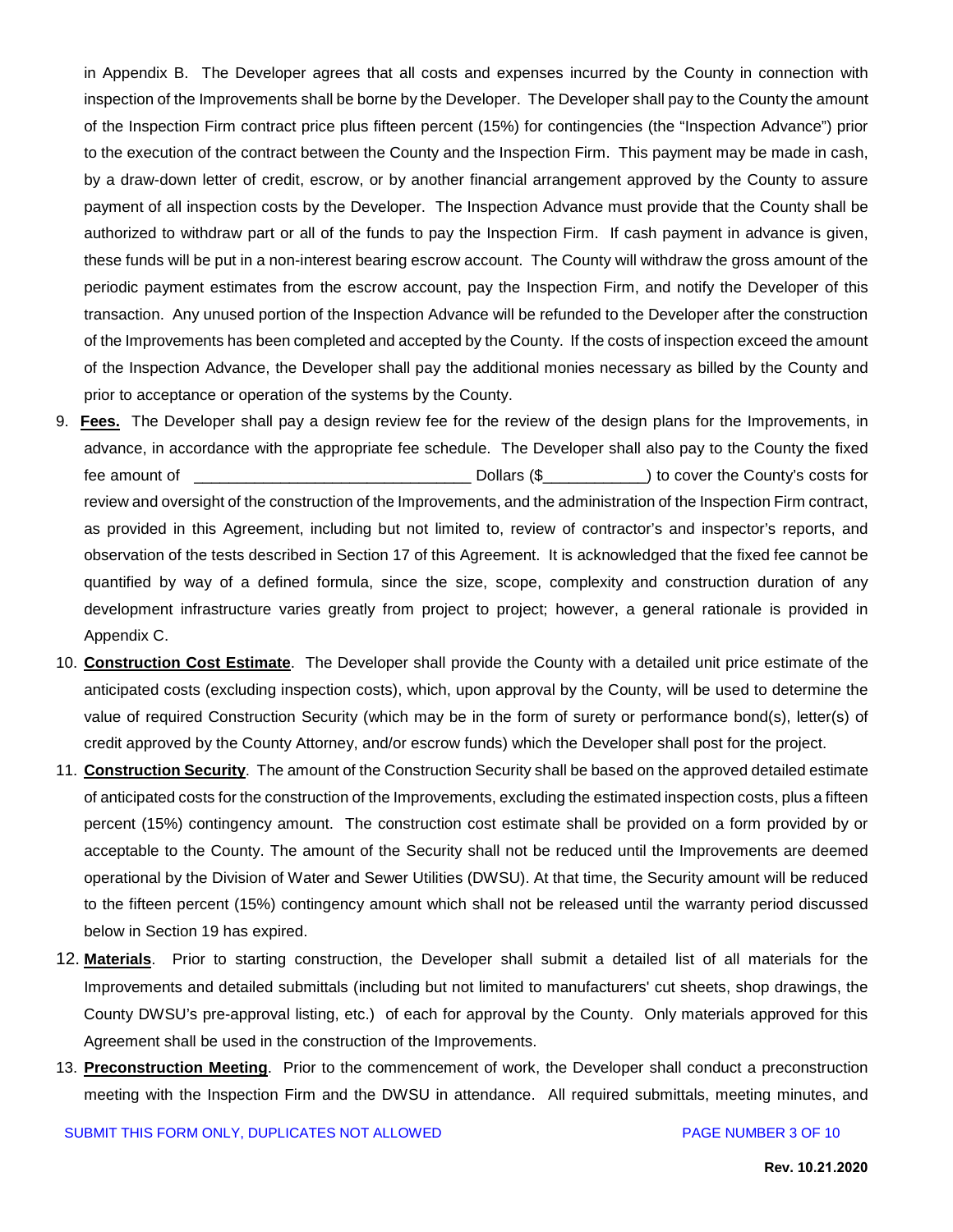in Appendix B. The Developer agrees that all costs and expenses incurred by the County in connection with inspection of the Improvements shall be borne by the Developer. The Developer shall pay to the County the amount of the Inspection Firm contract price plus fifteen percent (15%) for contingencies (the "Inspection Advance") prior to the execution of the contract between the County and the Inspection Firm. This payment may be made in cash, by a draw-down letter of credit, escrow, or by another financial arrangement approved by the County to assure payment of all inspection costs by the Developer. The Inspection Advance must provide that the County shall be authorized to withdraw part or all of the funds to pay the Inspection Firm. If cash payment in advance is given, these funds will be put in a non-interest bearing escrow account. The County will withdraw the gross amount of the periodic payment estimates from the escrow account, pay the Inspection Firm, and notify the Developer of this transaction. Any unused portion of the Inspection Advance will be refunded to the Developer after the construction of the Improvements has been completed and accepted by the County. If the costs of inspection exceed the amount of the Inspection Advance, the Developer shall pay the additional monies necessary as billed by the County and prior to acceptance or operation of the systems by the County.

9. **Fees.** The Developer shall pay a design review fee for the review of the design plans for the Improvements, in advance, in accordance with the appropriate fee schedule. The Developer shall also pay to the County the fixed fee amount of ________________________________ Dollars ($____________) to cover the County's costs for review and oversight of the construction of the Improvements, and the administration of the Inspection Firm contract, as provided in this Agreement, including but not limited to, review of contractor's and inspector's reports, and observation of the tests described in Section 17 of this Agreement. It is acknowledged that the fixed fee cannot be quantified by way of a defined formula, since the size, scope, complexity and construction duration of any development infrastructure varies greatly from project to project; however, a general rationale is provided in Appendix C.

10. **Construction Cost Estimate**. The Developer shall provide the County with a detailed unit price estimate of the anticipated costs (excluding inspection costs), which, upon approval by the County, will be used to determine the value of required Construction Security (which may be in the form of surety or performance bond(s), letter(s) of credit approved by the County Attorney, and/or escrow funds) which the Developer shall post for the project.

11. **Construction Security**. The amount of the Construction Security shall be based on the approved detailed estimate of anticipated costs for the construction of the Improvements, excluding the estimated inspection costs, plus a fifteen percent (15%) contingency amount. The construction cost estimate shall be provided on a form provided by or acceptable to the County. The amount of the Security shall not be reduced until the Improvements are deemed operational by the Division of Water and Sewer Utilities (DWSU). At that time, the Security amount will be reduced to the fifteen percent (15%) contingency amount which shall not be released until the warranty period discussed below in Section 19 has expired.

12. **Materials**. Prior to starting construction, the Developer shall submit a detailed list of all materials for the Improvements and detailed submittals (including but not limited to manufacturers' cut sheets, shop drawings, the County DWSU's pre-approval listing, etc.) of each for approval by the County. Only materials approved for this Agreement shall be used in the construction of the Improvements.

13. **Preconstruction Meeting**. Prior to the commencement of work, the Developer shall conduct a preconstruction meeting with the Inspection Firm and the DWSU in attendance. All required submittals, meeting minutes, and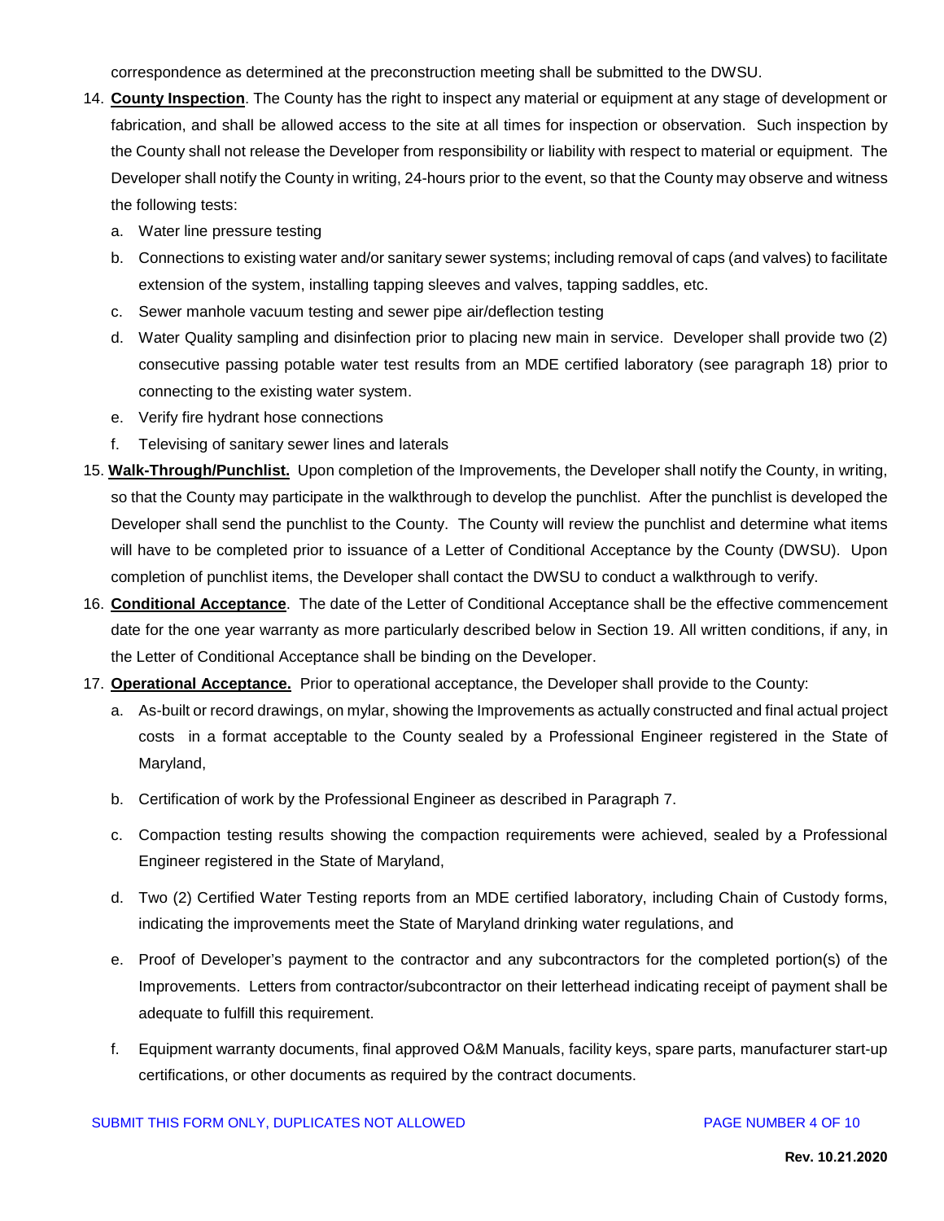correspondence as determined at the preconstruction meeting shall be submitted to the DWSU.

14. **<u>County Inspection</u>**. The County has the right to inspect any material or equipment at any stage of development or fabrication, and shall be allowed access to the site at all times for inspection or observation. Such inspection by the County shall not release the Developer from responsibility or liability with respect to material or equipment. The Developer shall notify the County in writing, 24-hours prior to the event, so that the County may observe and witness the following tests:
    a. Water line pressure testing
    b. Connections to existing water and/or sanitary sewer systems; including removal of caps (and valves) to facilitate extension of the system, installing tapping sleeves and valves, tapping saddles, etc.
    c. Sewer manhole vacuum testing and sewer pipe air/deflection testing
    d. Water Quality sampling and disinfection prior to placing new main in service. Developer shall provide two (2) consecutive passing potable water test results from an MDE certified laboratory (see paragraph 18) prior to connecting to the existing water system.
    e. Verify fire hydrant hose connections
    f. Televising of sanitary sewer lines and laterals
15. **<u>Walk-Through/Punchlist.</u>** Upon completion of the Improvements, the Developer shall notify the County, in writing, so that the County may participate in the walkthrough to develop the punchlist. After the punchlist is developed the Developer shall send the punchlist to the County. The County will review the punchlist and determine what items will have to be completed prior to issuance of a Letter of Conditional Acceptance by the County (DWSU). Upon completion of punchlist items, the Developer shall contact the DWSU to conduct a walkthrough to verify.
16. **<u>Conditional Acceptance</u>**. The date of the Letter of Conditional Acceptance shall be the effective commencement date for the one year warranty as more particularly described below in Section 19. All written conditions, if any, in the Letter of Conditional Acceptance shall be binding on the Developer.
17. **<u>Operational Acceptance.</u>** Prior to operational acceptance, the Developer shall provide to the County:
    a. As-built or record drawings, on mylar, showing the Improvements as actually constructed and final actual project costs in a format acceptable to the County sealed by a Professional Engineer registered in the State of Maryland,
    b. Certification of work by the Professional Engineer as described in Paragraph 7.
    c. Compaction testing results showing the compaction requirements were achieved, sealed by a Professional Engineer registered in the State of Maryland,
    d. Two (2) Certified Water Testing reports from an MDE certified laboratory, including Chain of Custody forms, indicating the improvements meet the State of Maryland drinking water regulations, and
    e. Proof of Developer's payment to the contractor and any subcontractors for the completed portion(s) of the Improvements. Letters from contractor/subcontractor on their letterhead indicating receipt of payment shall be adequate to fulfill this requirement.
    f. Equipment warranty documents, final approved O&M Manuals, facility keys, spare parts, manufacturer start-up certifications, or other documents as required by the contract documents.

SUBMIT THIS FORM ONLY, DUPLICATES NOT ALLOWED

Rev. 10.21.2020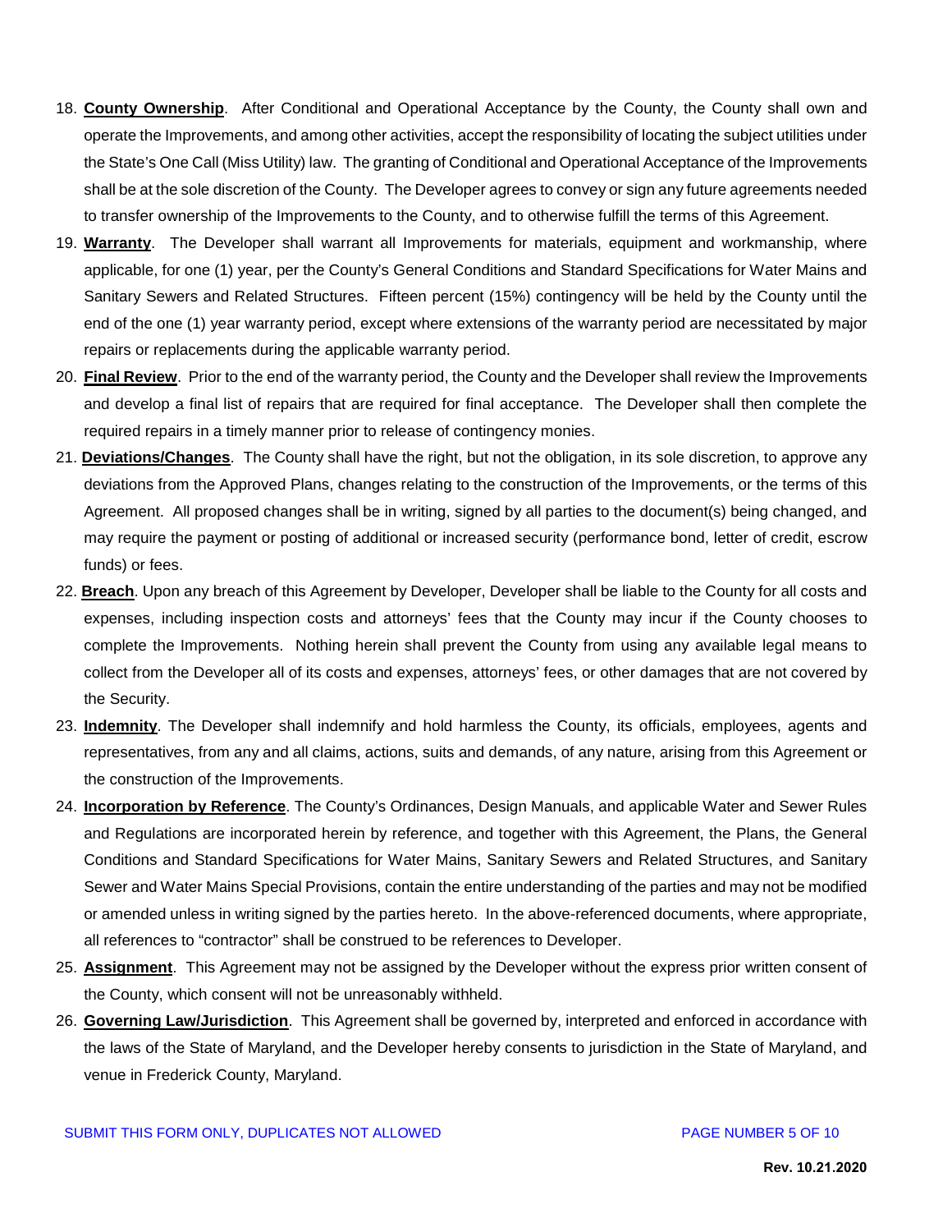18. **County Ownership**. After Conditional and Operational Acceptance by the County, the County shall own and operate the Improvements, and among other activities, accept the responsibility of locating the subject utilities under the State's One Call (Miss Utility) law. The granting of Conditional and Operational Acceptance of the Improvements shall be at the sole discretion of the County. The Developer agrees to convey or sign any future agreements needed to transfer ownership of the Improvements to the County, and to otherwise fulfill the terms of this Agreement.
19. **Warranty**. The Developer shall warrant all Improvements for materials, equipment and workmanship, where applicable, for one (1) year, per the County's General Conditions and Standard Specifications for Water Mains and Sanitary Sewers and Related Structures. Fifteen percent (15%) contingency will be held by the County until the end of the one (1) year warranty period, except where extensions of the warranty period are necessitated by major repairs or replacements during the applicable warranty period.
20. **Final Review**. Prior to the end of the warranty period, the County and the Developer shall review the Improvements and develop a final list of repairs that are required for final acceptance. The Developer shall then complete the required repairs in a timely manner prior to release of contingency monies.
21. **Deviations/Changes**. The County shall have the right, but not the obligation, in its sole discretion, to approve any deviations from the Approved Plans, changes relating to the construction of the Improvements, or the terms of this Agreement. All proposed changes shall be in writing, signed by all parties to the document(s) being changed, and may require the payment or posting of additional or increased security (performance bond, letter of credit, escrow funds) or fees.
22. **Breach**. Upon any breach of this Agreement by Developer, Developer shall be liable to the County for all costs and expenses, including inspection costs and attorneys' fees that the County may incur if the County chooses to complete the Improvements. Nothing herein shall prevent the County from using any available legal means to collect from the Developer all of its costs and expenses, attorneys' fees, or other damages that are not covered by the Security.
23. **Indemnity**. The Developer shall indemnify and hold harmless the County, its officials, employees, agents and representatives, from any and all claims, actions, suits and demands, of any nature, arising from this Agreement or the construction of the Improvements.
24. **Incorporation by Reference**. The County's Ordinances, Design Manuals, and applicable Water and Sewer Rules and Regulations are incorporated herein by reference, and together with this Agreement, the Plans, the General Conditions and Standard Specifications for Water Mains, Sanitary Sewers and Related Structures, and Sanitary Sewer and Water Mains Special Provisions, contain the entire understanding of the parties and may not be modified or amended unless in writing signed by the parties hereto. In the above-referenced documents, where appropriate, all references to "contractor" shall be construed to be references to Developer.
25. **Assignment**. This Agreement may not be assigned by the Developer without the express prior written consent of the County, which consent will not be unreasonably withheld.
26. **Governing Law/Jurisdiction**. This Agreement shall be governed by, interpreted and enforced in accordance with the laws of the State of Maryland, and the Developer hereby consents to jurisdiction in the State of Maryland, and venue in Frederick County, Maryland.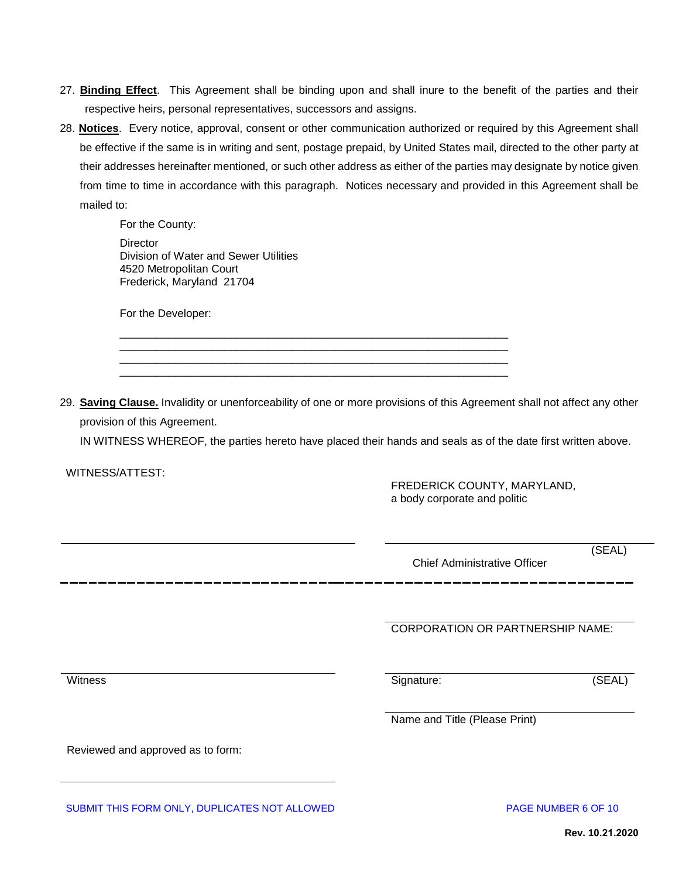27. **Binding Effect**. This Agreement shall be binding upon and shall inure to the benefit of the parties and their respective heirs, personal representatives, successors and assigns.

28. **Notices**. Every notice, approval, consent or other communication authorized or required by this Agreement shall be effective if the same is in writing and sent, postage prepaid, by United States mail, directed to the other party at their addresses hereinafter mentioned, or such other address as either of the parties may designate by notice given from time to time in accordance with this paragraph. Notices necessary and provided in this Agreement shall be mailed to:

    For the County:

    Director
    Division of Water and Sewer Utilities
    4520 Metropolitan Court
    Frederick, Maryland 21704

    For the Developer:

    ___________________________________________________________
    ___________________________________________________________
    ___________________________________________________________
    ___________________________________________________________

29. **Saving Clause.** Invalidity or unenforceability of one or more provisions of this Agreement shall not affect any other provision of this Agreement.

IN WITNESS WHEREOF, the parties hereto have placed their hands and seals as of the date first written above.

WITNESS/ATTEST:

FREDERICK COUNTY, MARYLAND,
a body corporate and politic

_______________________________ _______________________________ (SEAL)
Chief Administrative Officer

---

_______________________________
CORPORATION OR PARTNERSHIP NAME:

_______________________________ _______________________________
Witness Signature: (SEAL)

_______________________________
Name and Title (Please Print)

Reviewed and approved as to form:

_______________________________

SUBMIT THIS FORM ONLY, DUPLICATES NOT ALLOWED

Rev. 10.21.2020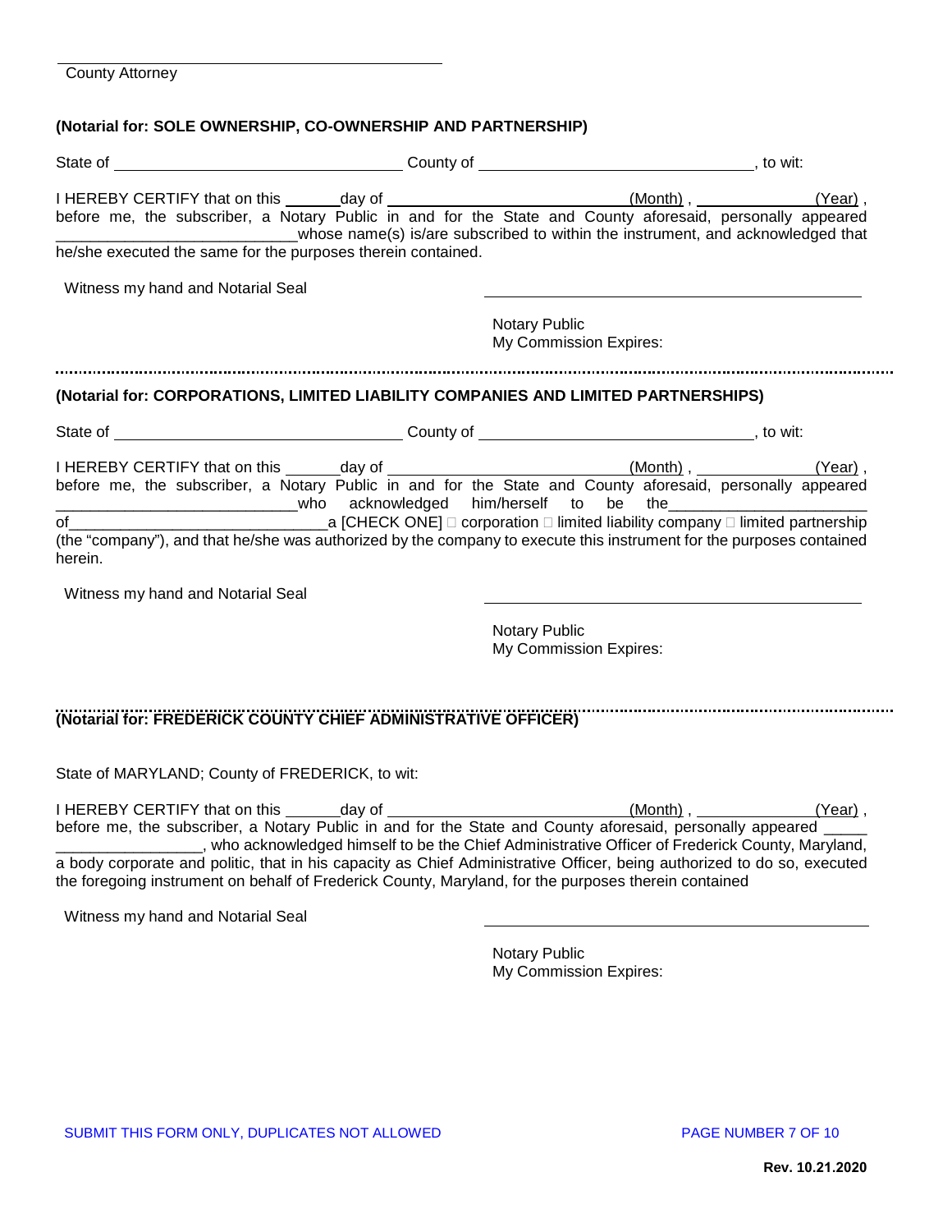\_\_\_\_\_\_\_\_\_\_\_\_\_\_\_\_\_\_\_\_\_\_\_\_\_\_\_\_\_\_\_\_\_\_\_\_\_\_\_\_\_\_\_\_

County Attorney

**(Notarial for: SOLE OWNERSHIP, CO-OWNERSHIP AND PARTNERSHIP)**

State of \_\_\_\_\_\_\_\_\_\_\_\_\_\_\_\_\_\_\_\_\_\_\_\_\_\_\_\_\_\_\_\_ County of \_\_\_\_\_\_\_\_\_\_\_\_\_\_\_\_\_\_\_\_\_\_\_\_\_\_\_\_\_\_\_\_, to wit:

I HEREBY CERTIFY that on this \_\_\_\_\_\_day of \_\_\_\_\_\_\_\_\_\_\_\_\_\_\_\_\_\_\_\_\_\_\_\_\_\_\_(Month) , \_\_\_\_\_\_\_\_\_\_\_\_\_\_(Year) , before me, the subscriber, a Notary Public in and for the State and County aforesaid, personally appeared \_\_\_\_\_\_\_\_\_\_\_\_\_\_\_\_\_\_\_\_\_\_\_\_\_\_\_\_whose name(s) is/are subscribed to within the instrument, and acknowledged that he/she executed the same for the purposes therein contained.

Witness my hand and Notarial Seal

\_\_\_\_\_\_\_\_\_\_\_\_\_\_\_\_\_\_\_\_\_\_\_\_\_\_\_\_\_\_\_\_\_\_\_\_\_\_\_\_\_\_\_\_

Notary Public
My Commission Expires:

---

**(Notarial for: CORPORATIONS, LIMITED LIABILITY COMPANIES AND LIMITED PARTNERSHIPS)**

State of \_\_\_\_\_\_\_\_\_\_\_\_\_\_\_\_\_\_\_\_\_\_\_\_\_\_\_\_\_\_\_\_ County of \_\_\_\_\_\_\_\_\_\_\_\_\_\_\_\_\_\_\_\_\_\_\_\_\_\_\_\_\_\_\_\_, to wit:

I HEREBY CERTIFY that on this \_\_\_\_\_\_day of \_\_\_\_\_\_\_\_\_\_\_\_\_\_\_\_\_\_\_\_\_\_\_\_\_\_\_(Month) , \_\_\_\_\_\_\_\_\_\_\_\_\_\_(Year) , before me, the subscriber, a Notary Public in and for the State and County aforesaid, personally appeared \_\_\_\_\_\_\_\_\_\_\_\_\_\_\_\_\_\_\_\_\_\_\_\_\_\_\_\_who acknowledged him/herself to be the\_\_\_\_\_\_\_\_\_\_\_\_\_\_\_\_\_\_\_\_\_\_\_ of\_\_\_\_\_\_\_\_\_\_\_\_\_\_\_\_\_\_\_\_\_\_\_\_\_\_\_\_\_\_\_a [CHECK ONE] ☐ corporation ☐ limited liability company ☐ limited partnership (the "company"), and that he/she was authorized by the company to execute this instrument for the purposes contained herein.

Witness my hand and Notarial Seal

\_\_\_\_\_\_\_\_\_\_\_\_\_\_\_\_\_\_\_\_\_\_\_\_\_\_\_\_\_\_\_\_\_\_\_\_\_\_\_\_\_\_\_\_

Notary Public
My Commission Expires:

---

**(Notarial for: FREDERICK COUNTY CHIEF ADMINISTRATIVE OFFICER)**

State of MARYLAND; County of FREDERICK, to wit:

I HEREBY CERTIFY that on this \_\_\_\_\_\_day of \_\_\_\_\_\_\_\_\_\_\_\_\_\_\_\_\_\_\_\_\_\_\_\_\_\_\_(Month) , \_\_\_\_\_\_\_\_\_\_\_\_\_\_(Year) , before me, the subscriber, a Notary Public in and for the State and County aforesaid, personally appeared \_\_\_\_\_ \_\_\_\_\_\_\_\_\_\_\_\_\_\_\_\_\_, who acknowledged himself to be the Chief Administrative Officer of Frederick County, Maryland, a body corporate and politic, that in his capacity as Chief Administrative Officer, being authorized to do so, executed the foregoing instrument on behalf of Frederick County, Maryland, for the purposes therein contained

Witness my hand and Notarial Seal

\_\_\_\_\_\_\_\_\_\_\_\_\_\_\_\_\_\_\_\_\_\_\_\_\_\_\_\_\_\_\_\_\_\_\_\_\_\_\_\_\_\_\_\_

Notary Public
My Commission Expires:

SUBMIT THIS FORM ONLY, DUPLICATES NOT ALLOWED

**Rev. 10.21.2020**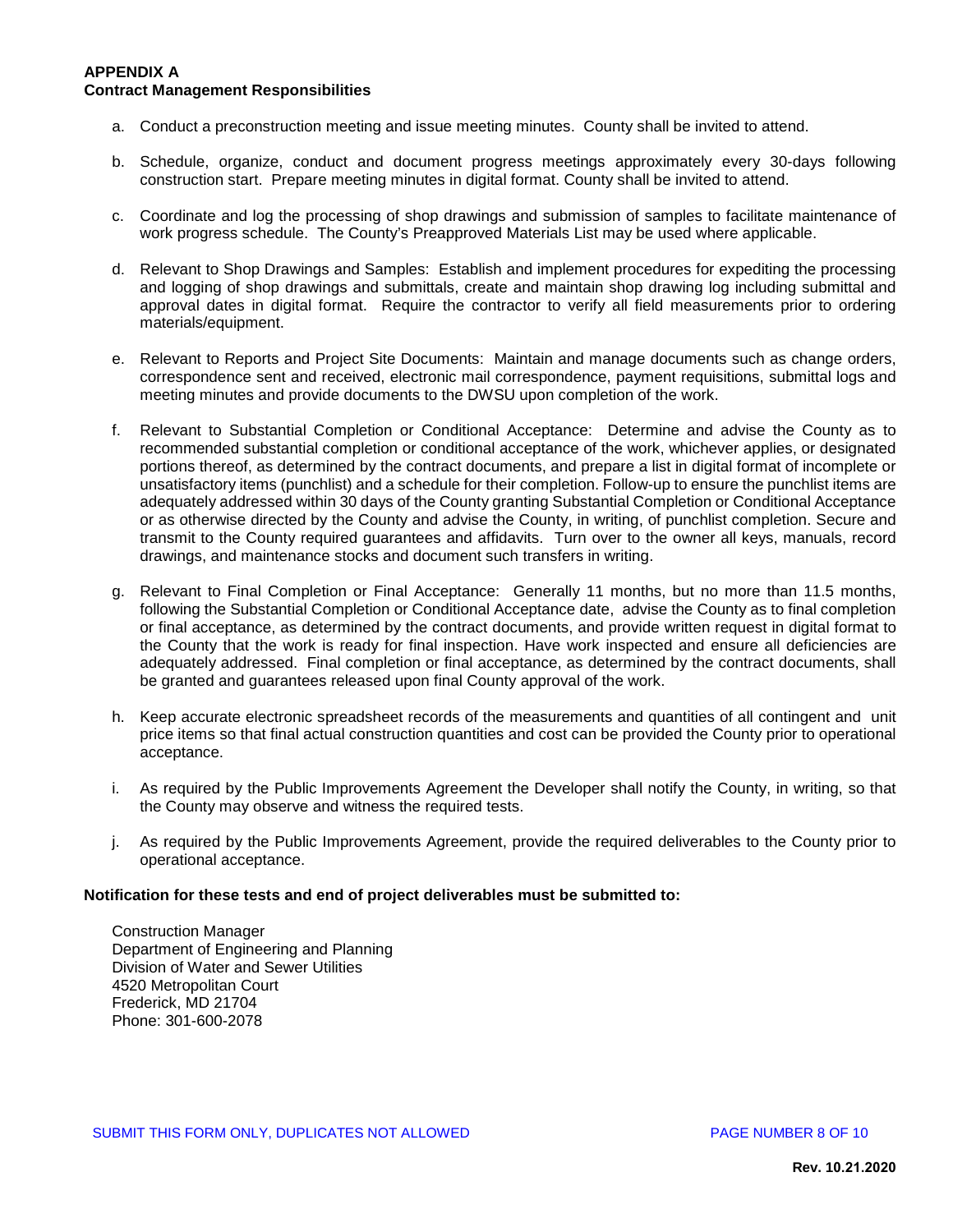## APPENDIX A
## Contract Management Responsibilities

a. Conduct a preconstruction meeting and issue meeting minutes. County shall be invited to attend.

b. Schedule, organize, conduct and document progress meetings approximately every 30-days following construction start. Prepare meeting minutes in digital format. County shall be invited to attend.

c. Coordinate and log the processing of shop drawings and submission of samples to facilitate maintenance of work progress schedule. The County's Preapproved Materials List may be used where applicable.

d. Relevant to Shop Drawings and Samples: Establish and implement procedures for expediting the processing and logging of shop drawings and submittals, create and maintain shop drawing log including submittal and approval dates in digital format. Require the contractor to verify all field measurements prior to ordering materials/equipment.

e. Relevant to Reports and Project Site Documents: Maintain and manage documents such as change orders, correspondence sent and received, electronic mail correspondence, payment requisitions, submittal logs and meeting minutes and provide documents to the DWSU upon completion of the work.

f. Relevant to Substantial Completion or Conditional Acceptance: Determine and advise the County as to recommended substantial completion or conditional acceptance of the work, whichever applies, or designated portions thereof, as determined by the contract documents, and prepare a list in digital format of incomplete or unsatisfactory items (punchlist) and a schedule for their completion. Follow-up to ensure the punchlist items are adequately addressed within 30 days of the County granting Substantial Completion or Conditional Acceptance or as otherwise directed by the County and advise the County, in writing, of punchlist completion. Secure and transmit to the County required guarantees and affidavits. Turn over to the owner all keys, manuals, record drawings, and maintenance stocks and document such transfers in writing.

g. Relevant to Final Completion or Final Acceptance: Generally 11 months, but no more than 11.5 months, following the Substantial Completion or Conditional Acceptance date, advise the County as to final completion or final acceptance, as determined by the contract documents, and provide written request in digital format to the County that the work is ready for final inspection. Have work inspected and ensure all deficiencies are adequately addressed. Final completion or final acceptance, as determined by the contract documents, shall be granted and guarantees released upon final County approval of the work.

h. Keep accurate electronic spreadsheet records of the measurements and quantities of all contingent and unit price items so that final actual construction quantities and cost can be provided the County prior to operational acceptance.

i. As required by the Public Improvements Agreement the Developer shall notify the County, in writing, so that the County may observe and witness the required tests.

j. As required by the Public Improvements Agreement, provide the required deliverables to the County prior to operational acceptance.

**Notification for these tests and end of project deliverables must be submitted to:**

Construction Manager
Department of Engineering and Planning
Division of Water and Sewer Utilities
4520 Metropolitan Court
Frederick, MD 21704
Phone: 301-600-2078

SUBMIT THIS FORM ONLY, DUPLICATES NOT ALLOWED

Rev. 10.21.2020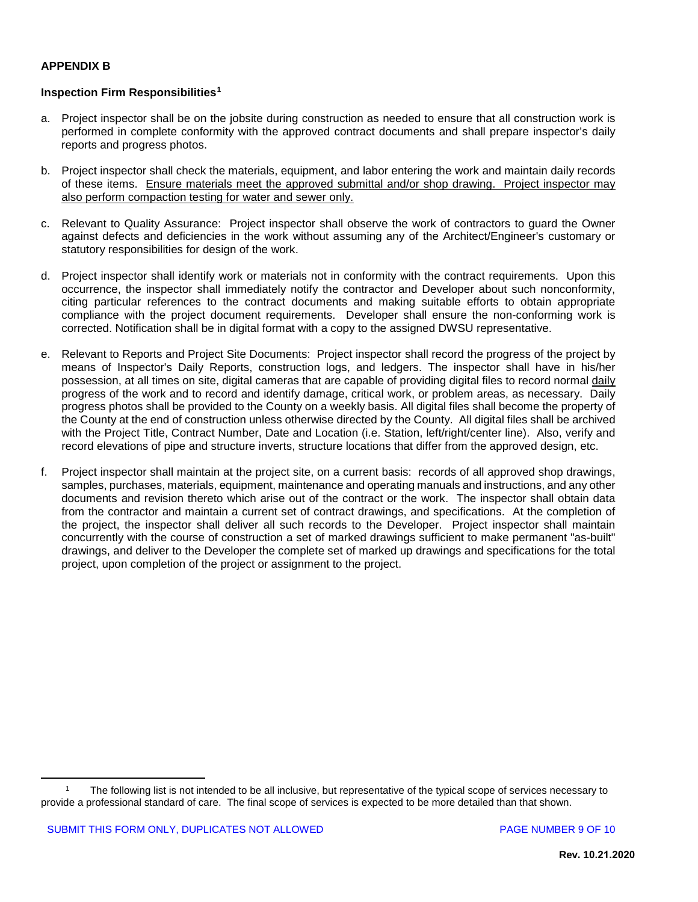## APPENDIX B

### Inspection Firm Responsibilities[1]

a. Project inspector shall be on the jobsite during construction as needed to ensure that all construction work is performed in complete conformity with the approved contract documents and shall prepare inspector's daily reports and progress photos.

b. Project inspector shall check the materials, equipment, and labor entering the work and maintain daily records of these items. <u>Ensure materials meet the approved submittal and/or shop drawing. Project inspector may also perform compaction testing for water and sewer only.</u>

c. Relevant to Quality Assurance: Project inspector shall observe the work of contractors to guard the Owner against defects and deficiencies in the work without assuming any of the Architect/Engineer's customary or statutory responsibilities for design of the work.

d. Project inspector shall identify work or materials not in conformity with the contract requirements. Upon this occurrence, the inspector shall immediately notify the contractor and Developer about such nonconformity, citing particular references to the contract documents and making suitable efforts to obtain appropriate compliance with the project document requirements. Developer shall ensure the non-conforming work is corrected. Notification shall be in digital format with a copy to the assigned DWSU representative.

e. Relevant to Reports and Project Site Documents: Project inspector shall record the progress of the project by means of Inspector's Daily Reports, construction logs, and ledgers. The inspector shall have in his/her possession, at all times on site, digital cameras that are capable of providing digital files to record normal <u>daily</u> progress of the work and to record and identify damage, critical work, or problem areas, as necessary. Daily progress photos shall be provided to the County on a weekly basis. All digital files shall become the property of the County at the end of construction unless otherwise directed by the County. All digital files shall be archived with the Project Title, Contract Number, Date and Location (i.e. Station, left/right/center line). Also, verify and record elevations of pipe and structure inverts, structure locations that differ from the approved design, etc.

f. Project inspector shall maintain at the project site, on a current basis: records of all approved shop drawings, samples, purchases, materials, equipment, maintenance and operating manuals and instructions, and any other documents and revision thereto which arise out of the contract or the work. The inspector shall obtain data from the contractor and maintain a current set of contract drawings, and specifications. At the completion of the project, the inspector shall deliver all such records to the Developer. Project inspector shall maintain concurrently with the course of construction a set of marked drawings sufficient to make permanent "as-built" drawings, and deliver to the Developer the complete set of marked up drawings and specifications for the total project, upon completion of the project or assignment to the project.

---

[1] The following list is not intended to be all inclusive, but representative of the typical scope of services necessary to provide a professional standard of care. The final scope of services is expected to be more detailed than that shown.

SUBMIT THIS FORM ONLY, DUPLICATES NOT ALLOWED

Rev. 10.21.2020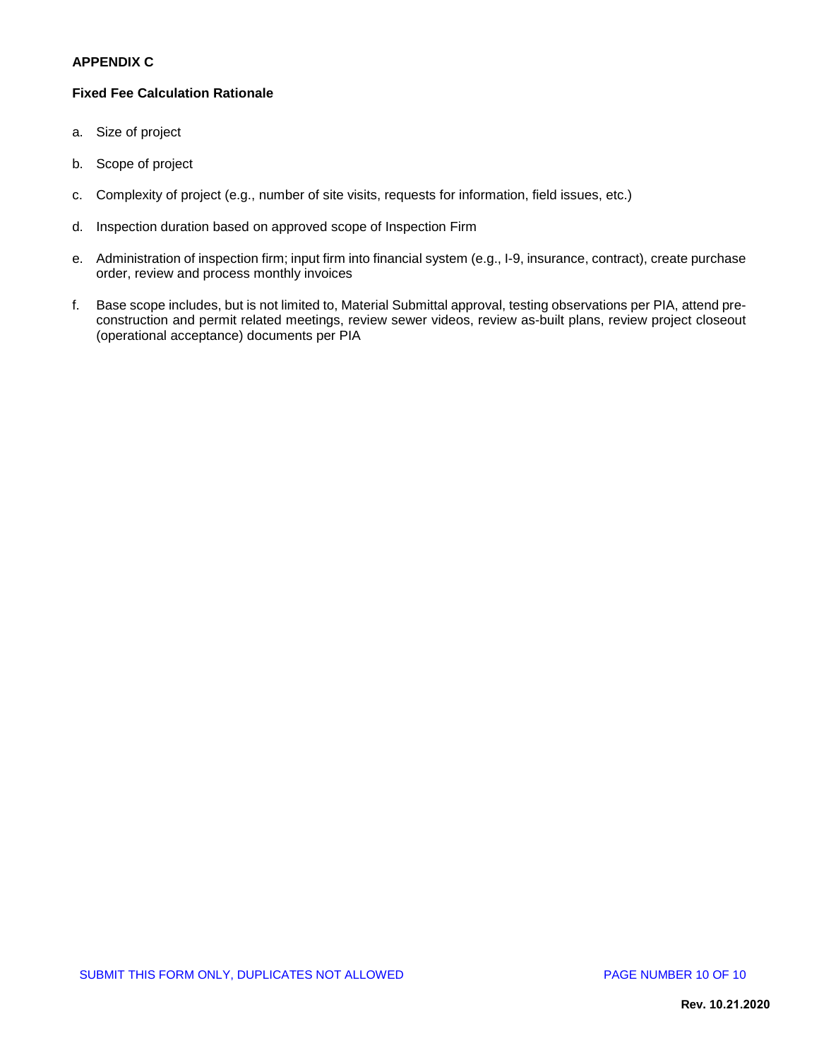**APPENDIX C**

**Fixed Fee Calculation Rationale**

a. Size of project

b. Scope of project

c. Complexity of project (e.g., number of site visits, requests for information, field issues, etc.)

d. Inspection duration based on approved scope of Inspection Firm

e. Administration of inspection firm; input firm into financial system (e.g., I-9, insurance, contract), create purchase order, review and process monthly invoices

f. Base scope includes, but is not limited to, Material Submittal approval, testing observations per PIA, attend pre-construction and permit related meetings, review sewer videos, review as-built plans, review project closeout (operational acceptance) documents per PIA

SUBMIT THIS FORM ONLY, DUPLICATES NOT ALLOWED

**Rev. 10.21.2020**